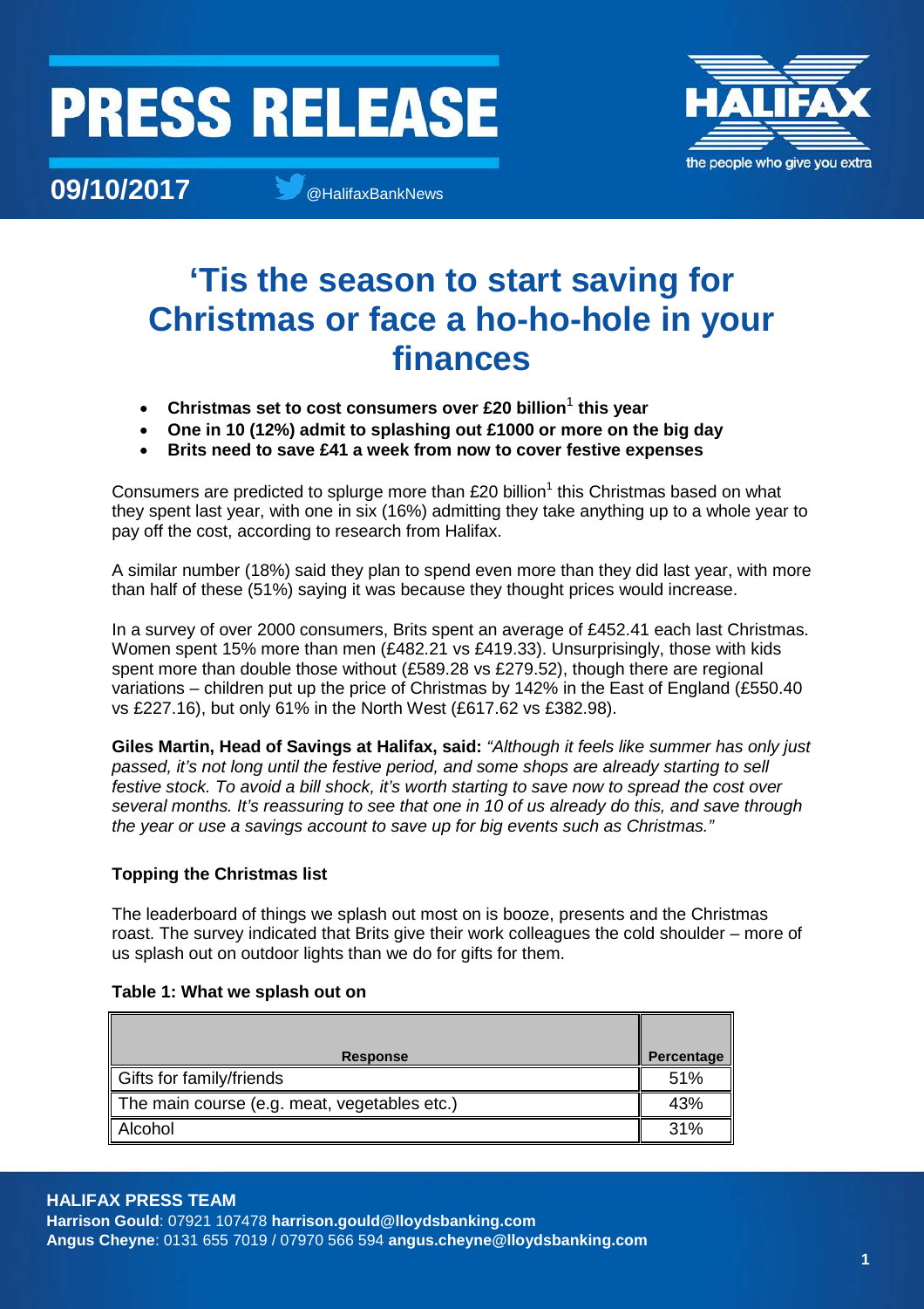# PRESS RELEASE

**09/10/2017** @HalifaxBankNews

# 'Tis the season to start saving for Christmas or face a ho-ho-hole in your finances

- **Christmas set to cost consumers over £20 billion[1] this year**
- **One in 10 (12%) admit to splashing out £1000 or more on the big day**
- **Brits need to save £41 a week from now to cover festive expenses**

Consumers are predicted to splurge more than £20 billion[1] this Christmas based on what they spent last year, with one in six (16%) admitting they take anything up to a whole year to pay off the cost, according to research from Halifax.

A similar number (18%) said they plan to spend even more than they did last year, with more than half of these (51%) saying it was because they thought prices would increase.

In a survey of over 2000 consumers, Brits spent an average of £452.41 each last Christmas. Women spent 15% more than men (£482.21 vs £419.33). Unsurprisingly, those with kids spent more than double those without (£589.28 vs £279.52), though there are regional variations – children put up the price of Christmas by 142% in the East of England (£550.40 vs £227.16), but only 61% in the North West (£617.62 vs £382.98).

**Giles Martin, Head of Savings at Halifax, said:** *"Although it feels like summer has only just passed, it's not long until the festive period, and some shops are already starting to sell festive stock. To avoid a bill shock, it's worth starting to save now to spread the cost over several months. It's reassuring to see that one in 10 of us already do this, and save through the year or use a savings account to save up for big events such as Christmas."*

### Topping the Christmas list

The leaderboard of things we splash out most on is booze, presents and the Christmas roast. The survey indicated that Brits give their work colleagues the cold shoulder – more of us splash out on outdoor lights than we do for gifts for them.

**Table 1: What we splash out on**

| Response | Percentage |
|---|---|
| Gifts for family/friends | 51% |
| The main course (e.g. meat, vegetables etc.) | 43% |
| Alcohol | 31% |

**HALIFAX PRESS TEAM**
**Harrison Gould**: 07921 107478 **harrison.gould@lloydsbanking.com**
**Angus Cheyne**: 0131 655 7019 / 07970 566 594 **angus.cheyne@lloydsbanking.com**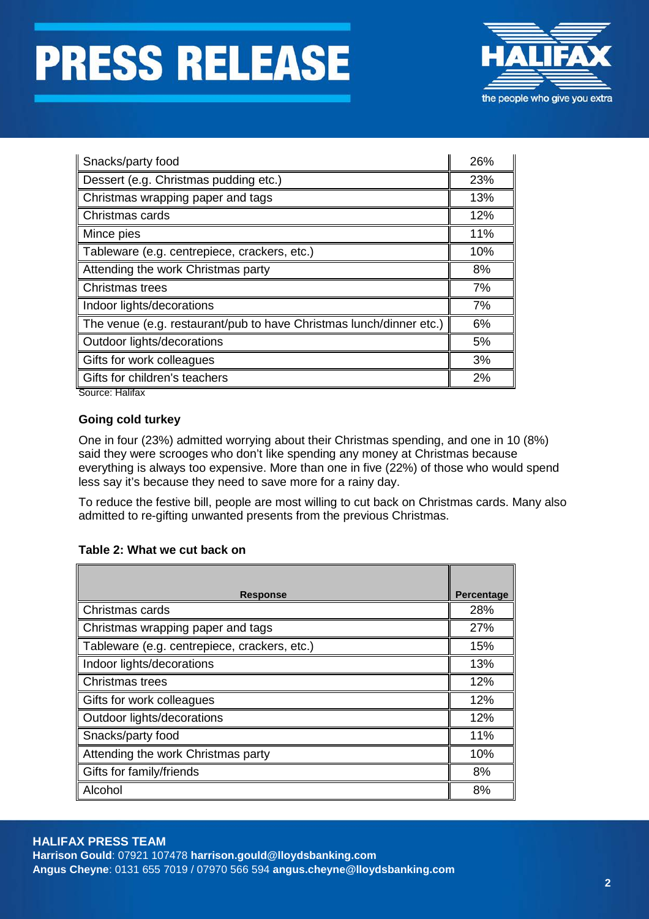| | |
|---|---|
| Snacks/party food | 26% |
| Dessert (e.g. Christmas pudding etc.) | 23% |
| Christmas wrapping paper and tags | 13% |
| Christmas cards | 12% |
| Mince pies | 11% |
| Tableware (e.g. centrepiece, crackers, etc.) | 10% |
| Attending the work Christmas party | 8% |
| Christmas trees | 7% |
| Indoor lights/decorations | 7% |
| The venue (e.g. restaurant/pub to have Christmas lunch/dinner etc.) | 6% |
| Outdoor lights/decorations | 5% |
| Gifts for work colleagues | 3% |
| Gifts for children's teachers | 2% |

Source: Halifax

**Going cold turkey**

One in four (23%) admitted worrying about their Christmas spending, and one in 10 (8%) said they were scrooges who don't like spending any money at Christmas because everything is always too expensive. More than one in five (22%) of those who would spend less say it's because they need to save more for a rainy day.

To reduce the festive bill, people are most willing to cut back on Christmas cards. Many also admitted to re-gifting unwanted presents from the previous Christmas.

**Table 2: What we cut back on**

| Response | Percentage |
|---|---|
| Christmas cards | 28% |
| Christmas wrapping paper and tags | 27% |
| Tableware (e.g. centrepiece, crackers, etc.) | 15% |
| Indoor lights/decorations | 13% |
| Christmas trees | 12% |
| Gifts for work colleagues | 12% |
| Outdoor lights/decorations | 12% |
| Snacks/party food | 11% |
| Attending the work Christmas party | 10% |
| Gifts for family/friends | 8% |
| Alcohol | 8% |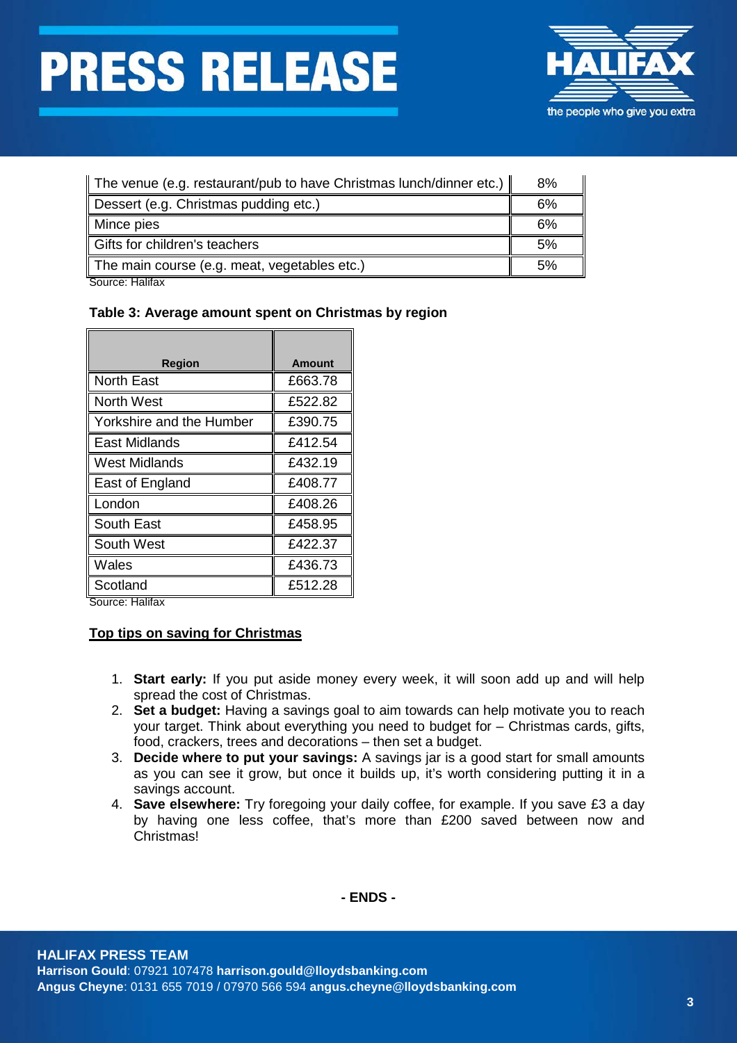| The venue (e.g. restaurant/pub to have Christmas lunch/dinner etc.) | 8% |
|---|---|
| Dessert (e.g. Christmas pudding etc.) | 6% |
| Mince pies | 6% |
| Gifts for children's teachers | 5% |
| The main course (e.g. meat, vegetables etc.) | 5% |

Source: Halifax

**Table 3: Average amount spent on Christmas by region**

| Region | Amount |
|---|---|
| North East | £663.78 |
| North West | £522.82 |
| Yorkshire and the Humber | £390.75 |
| East Midlands | £412.54 |
| West Midlands | £432.19 |
| East of England | £408.77 |
| London | £408.26 |
| South East | £458.95 |
| South West | £422.37 |
| Wales | £436.73 |
| Scotland | £512.28 |

Source: Halifax

**Top tips on saving for Christmas**

1. **Start early:** If you put aside money every week, it will soon add up and will help spread the cost of Christmas.
2. **Set a budget:** Having a savings goal to aim towards can help motivate you to reach your target. Think about everything you need to budget for – Christmas cards, gifts, food, crackers, trees and decorations – then set a budget.
3. **Decide where to put your savings:** A savings jar is a good start for small amounts as you can see it grow, but once it builds up, it's worth considering putting it in a savings account.
4. **Save elsewhere:** Try foregoing your daily coffee, for example. If you save £3 a day by having one less coffee, that's more than £200 saved between now and Christmas!

**- ENDS -**

**HALIFAX PRESS TEAM**
**Harrison Gould**: 07921 107478 **harrison.gould@lloydsbanking.com**
**Angus Cheyne**: 0131 655 7019 / 07970 566 594 **angus.cheyne@lloydsbanking.com**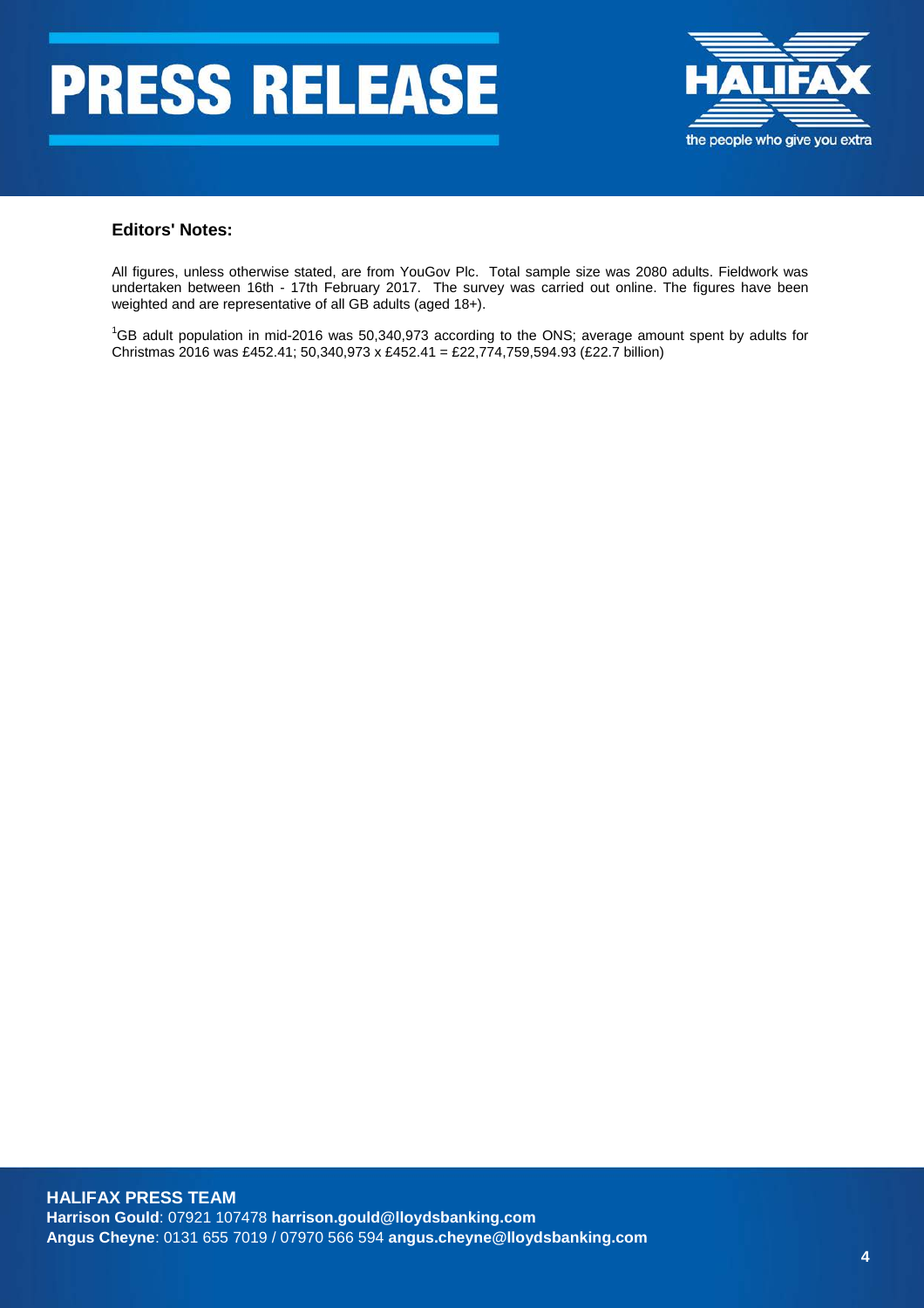**Editors' Notes:**

All figures, unless otherwise stated, are from YouGov Plc. Total sample size was 2080 adults. Fieldwork was undertaken between 16th - 17th February 2017. The survey was carried out online. The figures have been weighted and are representative of all GB adults (aged 18+).

[1]GB adult population in mid-2016 was 50,340,973 according to the ONS; average amount spent by adults for Christmas 2016 was £452.41; 50,340,973 x £452.41 = £22,774,759,594.93 (£22.7 billion)

**HALIFAX PRESS TEAM**
**Harrison Gould**: 07921 107478 **harrison.gould@lloydsbanking.com**
**Angus Cheyne**: 0131 655 7019 / 07970 566 594 **angus.cheyne@lloydsbanking.com**